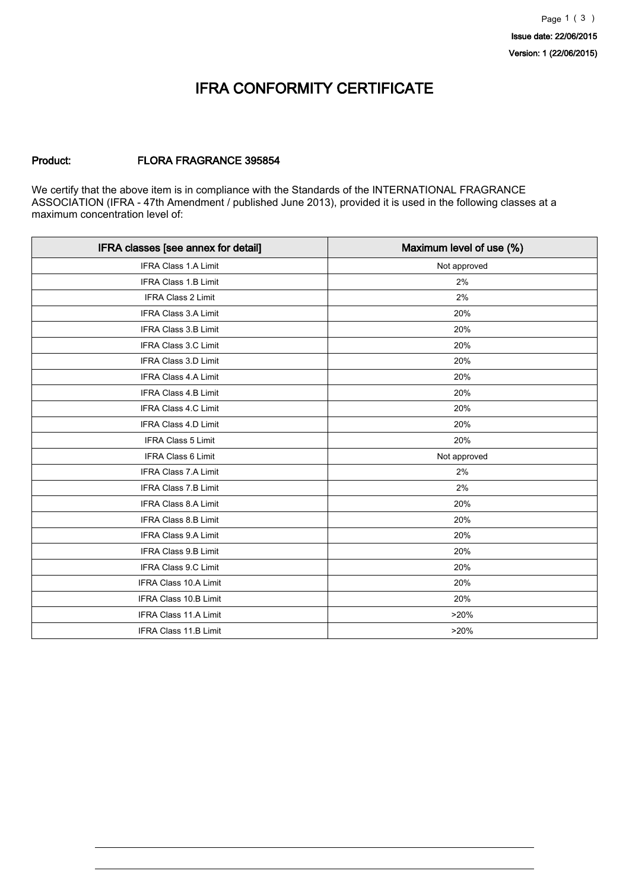Issue date: 22/06/2015

Version: 1 (22/06/2015)

# IFRA CONFORMITY CERTIFICATE

**Product:** **FLORA FRAGRANCE 395854**

We certify that the above item is in compliance with the Standards of the INTERNATIONAL FRAGRANCE ASSOCIATION (IFRA - 47th Amendment / published June 2013), provided it is used in the following classes at a maximum concentration level of:

| IFRA classes [see annex for detail] | Maximum level of use (%) |
| --- | --- |
| IFRA Class 1.A Limit | Not approved |
| IFRA Class 1.B Limit | 2% |
| IFRA Class 2 Limit | 2% |
| IFRA Class 3.A Limit | 20% |
| IFRA Class 3.B Limit | 20% |
| IFRA Class 3.C Limit | 20% |
| IFRA Class 3.D Limit | 20% |
| IFRA Class 4.A Limit | 20% |
| IFRA Class 4.B Limit | 20% |
| IFRA Class 4.C Limit | 20% |
| IFRA Class 4.D Limit | 20% |
| IFRA Class 5 Limit | 20% |
| IFRA Class 6 Limit | Not approved |
| IFRA Class 7.A Limit | 2% |
| IFRA Class 7.B Limit | 2% |
| IFRA Class 8.A Limit | 20% |
| IFRA Class 8.B Limit | 20% |
| IFRA Class 9.A Limit | 20% |
| IFRA Class 9.B Limit | 20% |
| IFRA Class 9.C Limit | 20% |
| IFRA Class 10.A Limit | 20% |
| IFRA Class 10.B Limit | 20% |
| IFRA Class 11.A Limit | >20% |
| IFRA Class 11.B Limit | >20% |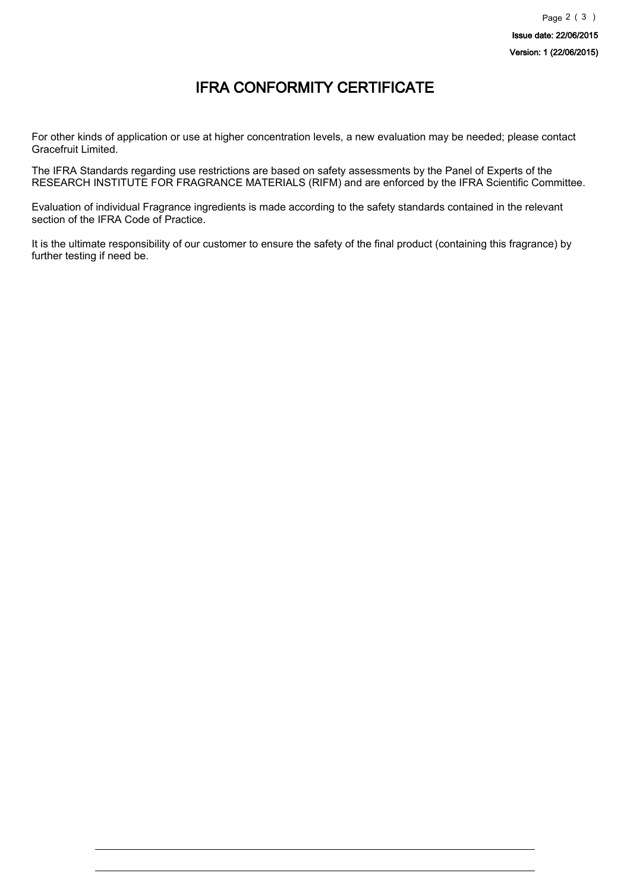Issue date: 22/06/2015

Version: 1 (22/06/2015)

# IFRA CONFORMITY CERTIFICATE

For other kinds of application or use at higher concentration levels, a new evaluation may be needed; please contact Gracefruit Limited.

The IFRA Standards regarding use restrictions are based on safety assessments by the Panel of Experts of the RESEARCH INSTITUTE FOR FRAGRANCE MATERIALS (RIFM) and are enforced by the IFRA Scientific Committee.

Evaluation of individual Fragrance ingredients is made according to the safety standards contained in the relevant section of the IFRA Code of Practice.

It is the ultimate responsibility of our customer to ensure the safety of the final product (containing this fragrance) by further testing if need be.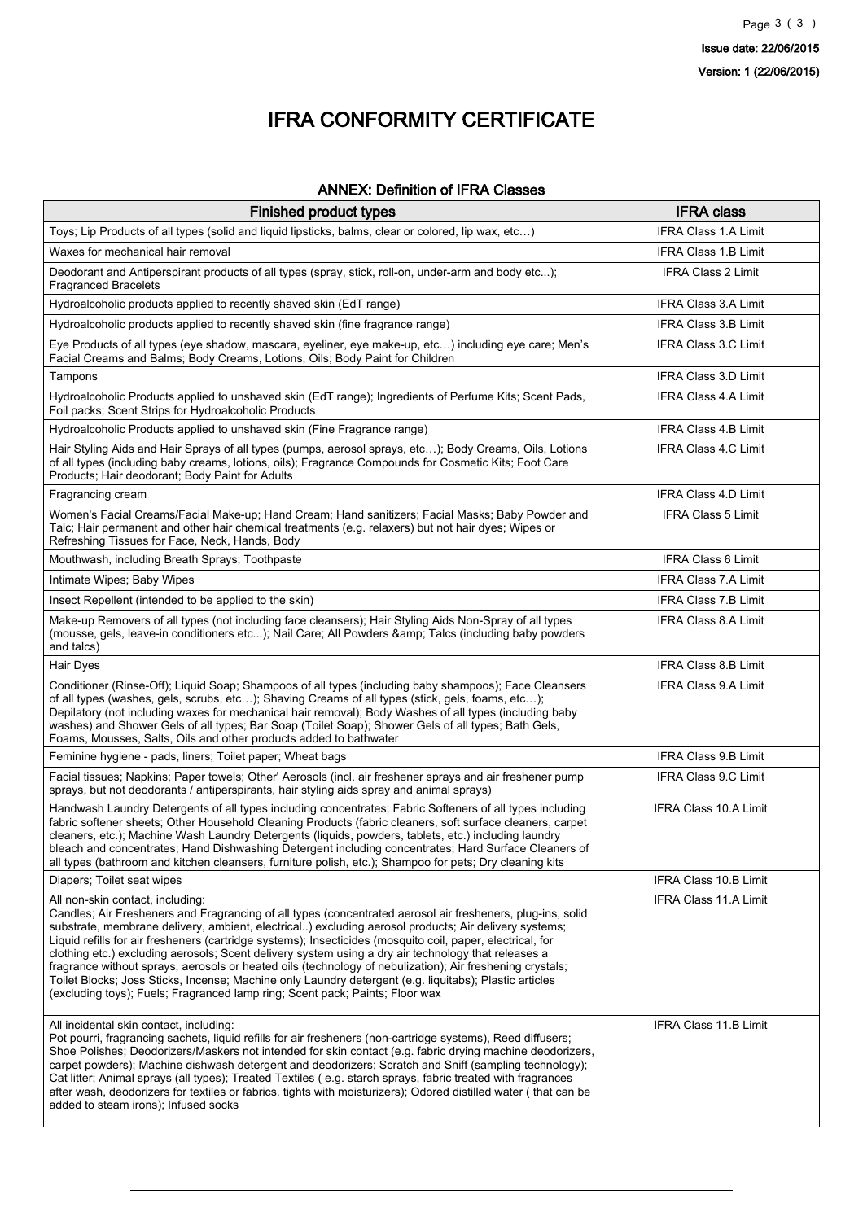# IFRA CONFORMITY CERTIFICATE

## ANNEX: Definition of IFRA Classes

| Finished product types | IFRA class |
|---|---|
| Toys; Lip Products of all types (solid and liquid lipsticks, balms, clear or colored, lip wax, etc…) | IFRA Class 1.A Limit |
| Waxes for mechanical hair removal | IFRA Class 1.B Limit |
| Deodorant and Antiperspirant products of all types (spray, stick, roll-on, under-arm and body etc...); Fragranced Bracelets | IFRA Class 2 Limit |
| Hydroalcoholic products applied to recently shaved skin (EdT range) | IFRA Class 3.A Limit |
| Hydroalcoholic products applied to recently shaved skin (fine fragrance range) | IFRA Class 3.B Limit |
| Eye Products of all types (eye shadow, mascara, eyeliner, eye make-up, etc…) including eye care; Men's Facial Creams and Balms; Body Creams, Lotions, Oils; Body Paint for Children | IFRA Class 3.C Limit |
| Tampons | IFRA Class 3.D Limit |
| Hydroalcoholic Products applied to unshaved skin (EdT range); Ingredients of Perfume Kits; Scent Pads, Foil packs; Scent Strips for Hydroalcoholic Products | IFRA Class 4.A Limit |
| Hydroalcoholic Products applied to unshaved skin (Fine Fragrance range) | IFRA Class 4.B Limit |
| Hair Styling Aids and Hair Sprays of all types (pumps, aerosol sprays, etc…); Body Creams, Oils, Lotions of all types (including baby creams, lotions, oils); Fragrance Compounds for Cosmetic Kits; Foot Care Products; Hair deodorant; Body Paint for Adults | IFRA Class 4.C Limit |
| Fragrancing cream | IFRA Class 4.D Limit |
| Women's Facial Creams/Facial Make-up; Hand Cream; Hand sanitizers; Facial Masks; Baby Powder and Talc; Hair permanent and other hair chemical treatments (e.g. relaxers) but not hair dyes; Wipes or Refreshing Tissues for Face, Neck, Hands, Body | IFRA Class 5 Limit |
| Mouthwash, including Breath Sprays; Toothpaste | IFRA Class 6 Limit |
| Intimate Wipes; Baby Wipes | IFRA Class 7.A Limit |
| Insect Repellent (intended to be applied to the skin) | IFRA Class 7.B Limit |
| Make-up Removers of all types (not including face cleansers); Hair Styling Aids Non-Spray of all types (mousse, gels, leave-in conditioners etc...); Nail Care; All Powders &amp; Talcs (including baby powders and talcs) | IFRA Class 8.A Limit |
| Hair Dyes | IFRA Class 8.B Limit |
| Conditioner (Rinse-Off); Liquid Soap; Shampoos of all types (including baby shampoos); Face Cleansers of all types (washes, gels, scrubs, etc…); Shaving Creams of all types (stick, gels, foams, etc…); Depilatory (not including waxes for mechanical hair removal); Body Washes of all types (including baby washes) and Shower Gels of all types; Bar Soap (Toilet Soap); Shower Gels of all types; Bath Gels, Foams, Mousses, Salts, Oils and other products added to bathwater | IFRA Class 9.A Limit |
| Feminine hygiene - pads, liners; Toilet paper; Wheat bags | IFRA Class 9.B Limit |
| Facial tissues; Napkins; Paper towels; Other' Aerosols (incl. air freshener sprays and air freshener pump sprays, but not deodorants / antiperspirants, hair styling aids spray and animal sprays) | IFRA Class 9.C Limit |
| Handwash Laundry Detergents of all types including concentrates; Fabric Softeners of all types including fabric softener sheets; Other Household Cleaning Products (fabric cleaners, soft surface cleaners, carpet cleaners, etc.); Machine Wash Laundry Detergents (liquids, powders, tablets, etc.) including laundry bleach and concentrates; Hand Dishwashing Detergent including concentrates; Hard Surface Cleaners of all types (bathroom and kitchen cleansers, furniture polish, etc.); Shampoo for pets; Dry cleaning kits | IFRA Class 10.A Limit |
| Diapers; Toilet seat wipes | IFRA Class 10.B Limit |
| All non-skin contact, including: Candles; Air Fresheners and Fragrancing of all types (concentrated aerosol air fresheners, plug-ins, solid substrate, membrane delivery, ambient, electrical..) excluding aerosol products; Air delivery systems; Liquid refills for air fresheners (cartridge systems); Insecticides (mosquito coil, paper, electrical, for clothing etc.) excluding aerosols; Scent delivery system using a dry air technology that releases a fragrance without sprays, aerosols or heated oils (technology of nebulization); Air freshening crystals; Toilet Blocks; Joss Sticks, Incense; Machine only Laundry detergent (e.g. liquitabs); Plastic articles (excluding toys); Fuels; Fragranced lamp ring; Scent pack; Paints; Floor wax | IFRA Class 11.A Limit |
| All incidental skin contact, including: Pot pourri, fragrancing sachets, liquid refills for air fresheners (non-cartridge systems), Reed diffusers; Shoe Polishes; Deodorizers/Maskers not intended for skin contact (e.g. fabric drying machine deodorizers, carpet powders); Machine dishwash detergent and deodorizers; Scratch and Sniff (sampling technology); Cat litter; Animal sprays (all types); Treated Textiles ( e.g. starch sprays, fabric treated with fragrances after wash, deodorizers for textiles or fabrics, tights with moisturizers); Odored distilled water ( that can be added to steam irons); Infused socks | IFRA Class 11.B Limit |